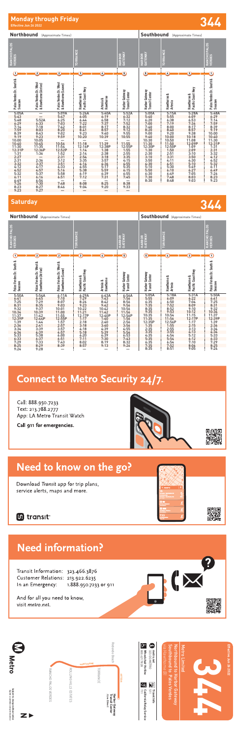# Monday through Friday

Effective Jun 26 2022

**344**

## Northbound (Approximate Times)

| RANCHO PALOS VERDES | | | TORRANCE | | HARBOR GATEWAY |
|---|---|---|---|---|---|
| 1 | 2 | 2 | 3 | 4 | 5 |
| Palos Verdes Dr. South & Seacove | Palos Verdes Dr. West & Hawthorne (Arrive) | Palos Verdes Dr. West & Hawthorne (Leave) | Hawthorne & Pacific Coast Hwy | Artesia & Hawthorne | Harbor Gateway Transit Center |
| 5:05A | — | 5:09A | 5:26A | 5:40A | 5:52A |
| 5:43 | — | 5:47 | 6:05 | 6:19 | 6:32 |
| 5:48 | 5:52A | 6:25 | 6:44 | 6:58 | 7:12 |
| 6:29 | 6:33 | 7:03 | 7:22 | 7:37 | 7:52 |
| 7:14 | 7:18 | 7:42 | 8:01 | 8:17 | 8:32 |
| 7:59 | 8:03 | 8:20 | 8:41 | 8:57 | 9:12 |
| 8:39 | 8:43 | 9:02 | 9:23 | 9:40 | 9:55 |
| 9:19 | 9:23 | 9:59 | 10:20 | 10:39 | 10:55 |
| 10:00 | 10:05 | — | — | — | — |
| 10:40 | 10:45 | 10:56 | 11:18 | 11:39 | 11:55 |
| 11:30 | 11:35 | 11:54 | 12:16P | 12:38P | 12:55P |
| 12:31P | 12:36P | 12:52P | 1:14 | 1:38 | 1:55 |
| 1:31 | 1:36 | 1:52 | 2:14 | 2:38 | 2:55 |
| 2:27 | — | 2:31 | 2:54 | 3:18 | 3:35 |
| 2:31 | 2:36 | 3:12 | 3:35 | 3:57 | 4:15 |
| 3:32 | 3:37 | 3:51 | 4:14 | 4:36 | 4:55 |
| 4:12 | 4:17 | 4:33 | 4:55 | 5:17 | 5:35 |
| 4:52 | 4:57 | 5:16 | 5:38 | 5:59 | 6:15 |
| 5:32 | 5:37 | 5:58 | 6:19 | 6:39 | 6:55 |
| 6:11 | 6:16 | 6:51 | 7:12 | 7:31 | 7:45 |
| 6:49 | 6:54 | — | — | — | — |
| 7:26 | 7:30 | 7:48 | 8:08 | 8:25 | 8:38 |
| 8:23 | 8:27 | 8:46 | 9:04 | 9:20 | 9:33 |
| 9:23 | 9:27 | — | — | — | — |

## Southbound (Approximate Times)

| HARBOR GATEWAY | TORRANCE | | RANCHO PALOS VERDES |
|---|---|---|---|
| 5 | 4 | 3 | 1 |
| Harbor Gateway Transit Center | Hawthorne & Artesia | Hawthorne & Pacific Coast Hwy | Palos Verdes Dr. South & Seacove |
| 5:00A | 5:15A | 5:28A | 5:48A |
| 5:40 | 5:55 | 6:09 | 6:29 |
| 6:20 | 6:38 | 6:53 | 7:14 |
| 7:00 | 7:19 | 7:36 | 7:59 |
| 7:40 | 8:00 | 8:17 | 8:39 |
| 8:20 | 8:40 | 8:57 | 9:19 |
| 9:00 | 9:20 | 9:38 | 10:00 |
| 9:40 | 10:00 | 10:18 | 10:40 |
| 10:30 | 10:50 | 11:08 | 11:30 |
| 11:30 | 11:50 | 12:09P | 12:31P |
| 12:30P | 12:50P | 1:09 | 1:31 |
| 1:30 | 1:50 | 2:09 | 2:31 |
| 2:30 | 2:51 | 3:10 | 3:32 |
| 3:10 | 3:31 | 3:50 | 4:12 |
| 3:50 | 4:11 | 4:30 | 4:52 |
| 4:30 | 4:51 | 5:10 | 5:32 |
| 5:10 | 5:30 | 5:49 | 6:11 |
| 5:50 | 6:10 | 6:27 | 6:49 |
| 6:30 | 6:49 | 7:05 | 7:26 |
| 7:30 | 7:48 | 8:03 | 8:23 |
| 8:30 | 8:48 | 9:03 | 9:23 |

# Saturday

**344**

## Northbound (Approximate Times)

| RANCHO PALOS VERDES | | | TORRANCE | | HARBOR GATEWAY |
|---|---|---|---|---|---|
| 1 | 2 | 2 | 3 | 4 | 5 |
| Palos Verdes Dr. South & Seacove | Palos Verdes Dr. West & Hawthorne (Arrive) | Palos Verdes Dr. West & Hawthorne (Leave) | Hawthorne & Pacific Coast Hwy | Artesia & Hawthorne | Harbor Gateway Transit Center |
| 5:50A | 5:54A | 6:11A | 6:29A | 6:43A | 6:56A |
| 6:41 | 6:45 | 7:10 | 7:29 | 7:43 | 7:56 |
| 7:25 | 7:29 | 8:07 | 8:26 | 8:42 | 8:56 |
| 8:31 | 8:35 | 9:03 | 9:23 | 9:42 | 9:56 |
| 9:32 | 9:37 | 10:01 | 10:22 | 10:42 | 10:56 |
| 10:34 | 10:39 | 11:00 | 11:21 | 11:42 | 11:56 |
| 11:37 | 11:42 | 11:55 | 12:17P | 12:40P | 12:56P |
| 12:39P | 12:44P | 12:55P | 1:17 | 1:40 | 1:56 |
| 1:39 | 1:44 | 1:57 | 2:18 | 2:40 | 2:56 |
| 2:36 | 2:41 | 2:57 | 3:18 | 3:40 | 3:56 |
| 3:34 | 3:39 | 3:57 | 4:18 | 4:39 | 4:55 |
| 4:34 | 4:39 | 4:57 | 5:18 | 5:39 | 5:54 |
| 5:33 | 5:38 | 6:00 | 6:20 | 6:39 | 6:53 |
| 6:33 | 6:37 | 6:51 | 7:11 | 7:30 | 7:43 |
| 7:29 | 7:33 | 7:43 | 8:02 | 8:19 | 8:32 |
| 8:25 | 8:29 | 8:39 | 8:57 | 9:13 | 9:26 |
| 9:24 | 9:28 | — | — | — | — |

## Southbound (Approximate Times)

| HARBOR GATEWAY | TORRANCE | | RANCHO PALOS VERDES |
|---|---|---|---|
| 5 | 4 | 3 | 1 |
| Harbor Gateway Transit Center | Hawthorne & Artesia | Hawthorne & Pacific Coast Hwy | Palos Verdes Dr. South & Seacove |
| 5:05A | 5:18A | 5:31A | 5:50A |
| 5:55 | 6:09 | 6:22 | 6:41 |
| 6:35 | 6:50 | 7:04 | 7:25 |
| 7:35 | 7:52 | 8:09 | 8:31 |
| 8:35 | 8:52 | 9:10 | 9:32 |
| 9:35 | 9:53 | 10:12 | 10:34 |
| 10:35 | 10:54 | 11:15 | 11:37 |
| 11:35 | 11:56 | 12:17P | 12:39P |
| 12:35P | 12:56P | 1:17 | 1:39 |
| 1:35 | 1:55 | 2:15 | 2:36 |
| 2:35 | 2:55 | 3:13 | 3:34 |
| 3:35 | 3:55 | 4:13 | 4:34 |
| 4:35 | 4:54 | 5:12 | 5:33 |
| 5:35 | 5:54 | 6:12 | 6:33 |
| 6:35 | 6:54 | 7:10 | 7:29 |
| 7:35 | 7:52 | 8:06 | 8:25 |
| 8:35 | 8:51 | 9:05 | 9:24 |

# Connect to Metro Security 24/7.

Call: 888.950.7233
Text: 213.788.2777
App: LA Metro Transit Watch

**Call 911 for emergencies.**

# Need to know on the go?

Download *Transit* app for trip plans, service alerts, maps and more.

transit

# Need information?

Transit Information: 323.466.3876
Customer Relations: 213.922.6235
In an Emergency: 1.888.950.7233 or 911

And for all you need to know, visit *metro.net*.

Effective Jun 26 2022

**344**

Metro Limited

Northbound to Harbor Gateway
Southbound to Palos Verdes
via Hawthorne Bl

metro.net
323.GO.METRO

Wheelchair Hotline
800.621.7828

Travel Info
511

California Relay Service
711

Metro

Subject to change without notice
Sujeto a cambios sin previo aviso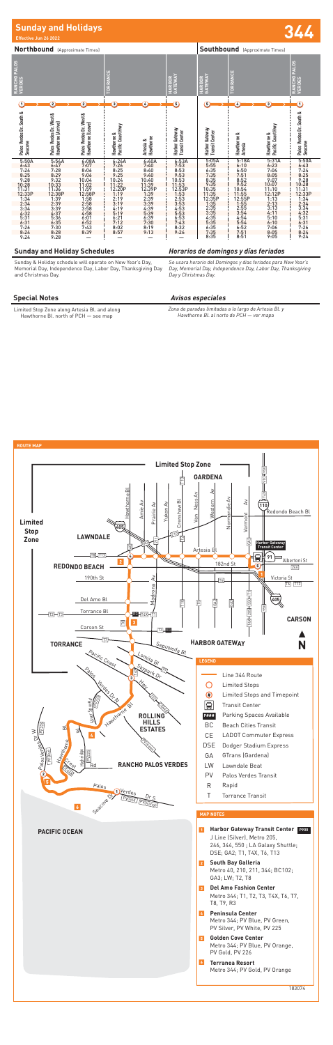# Sunday and Holidays

Effective Jun 26 2022

# 344

## Northbound (Approximate Times)

| RANCHO PALOS VERDES | | | TORRANCE | | HARBOR GATEWAY |
|---|---|---|---|---|---|
| 1 | 2 | 2 | 3 | 4 | 5 |
| Palos Verdes Dr. South & Seacove | Palos Verdes Dr. West & Hawthorne (Arrive) | Palos Verdes Dr. West & Hawthorne (Leave) | Hawthorne & Pacific Coast Hwy | Artesia & Hawthorne | Harbor Gateway Transit Center |
| 5:50A | 5:56A | 6:08A | 6:26A | 6:40A | 6:53A |
| 6:43 | 6:47 | 7:07 | 7:26 | 7:40 | 7:53 |
| 7:24 | 7:28 | 8:06 | 8:25 | 8:40 | 8:53 |
| 8:25 | 8:29 | 9:06 | 9:25 | 9:40 | 9:53 |
| 9:28 | 9:32 | 10:04 | 10:24 | 10:40 | 10:53 |
| 10:28 | 10:33 | 11:02 | 11:22 | 11:39 | 11:53 |
| 11:31 | 11:36 | 11:59 | 12:20P | 12:39P | 12:53P |
| 12:33P | 12:38P | 12:58P | 1:19 | 1:39 | 1:53 |
| 1:34 | 1:39 | 1:58 | 2:19 | 2:39 | 2:53 |
| 2:34 | 2:39 | 2:58 | 3:19 | 3:39 | 3:53 |
| 3:34 | 3:39 | 3:58 | 4:19 | 4:39 | 4:53 |
| 4:32 | 4:37 | 4:58 | 5:19 | 5:39 | 5:53 |
| 5:31 | 5:36 | 6:01 | 6:21 | 6:39 | 6:53 |
| 6:31 | 6:35 | 6:52 | 7:12 | 7:30 | 7:43 |
| 7:26 | 7:30 | 7:43 | 8:02 | 8:19 | 8:32 |
| 8:24 | 8:28 | 8:39 | 8:57 | 9:13 | 9:26 |
| 9:24 | 9:28 | — | — | — | — |

## Southbound (Approximate Times)

| HARBOR GATEWAY | TORRANCE | | RANCHO PALOS VERDES |
|---|---|---|---|
| 5 | 4 | 3 | 1 |
| Harbor Gateway Transit Center | Hawthorne & Artesia | Hawthorne & Pacific Coast Hwy | Palos Verdes Dr. South & Seacove |
| 5:05A | 5:18A | 5:31A | 5:50A |
| 5:55 | 6:10 | 6:23 | 6:43 |
| 6:35 | 6:50 | 7:04 | 7:24 |
| 7:35 | 7:51 | 8:05 | 8:25 |
| 8:35 | 8:52 | 9:07 | 9:28 |
| 9:35 | 9:52 | 10:07 | 10:28 |
| 10:35 | 10:54 | 11:10 | 11:31 |
| 11:35 | 11:55 | 12:12P | 12:33P |
| 12:35P | 12:55P | 1:13 | 1:34 |
| 1:35 | 1:55 | 2:13 | 2:34 |
| 2:35 | 2:55 | 3:13 | 3:34 |
| 3:35 | 3:54 | 4:11 | 4:32 |
| 4:35 | 4:54 | 5:10 | 5:31 |
| 5:35 | 5:54 | 6:10 | 6:31 |
| 6:35 | 6:52 | 7:06 | 7:26 |
| 7:35 | 7:51 | 8:05 | 8:24 |
| 8:35 | 8:51 | 9:05 | 9:24 |

### Sunday and Holiday Schedules

Sunday & Holiday schedule will operate on New Year's Day, Memorial Day, Independence Day, Labor Day, Thanksgiving Day and Christmas Day.

### Horarios de domingos y días feriados

*Se usara horario del Domingos y días feriados para New Year's Day, Memorial Day, Independence Day, Labor Day, Thanksgiving Day y Christmas Day.*

### Special Notes

Limited Stop Zone along Artesia Bl. and along Hawthorne Bl. north of PCH — see map

### Avisos especiales

*Zona de paradas limitadas a lo largo de Artesia Bl. y Hawthorne Bl. al norte de PCH — ver mapa*

## ROUTE MAP

Limited Stop Zone
GARDENA
LAWNDALE
REDONDO BEACH
TORRANCE
HARBOR GATEWAY
CARSON
ROLLING HILLS ESTATES
RANCHO PALOS VERDES
PACIFIC OCEAN

### LEGEND

- Line 344 Route
- Limited Stops
- Limited Stops and Timepoint
- Transit Center
- P### Parking Spaces Available
- BC Beach Cities Transit
- CE LADOT Commuter Express
- DSE Dodger Stadium Express
- GA GTrans (Gardena)
- LW Lawndale Beat
- PV Palos Verdes Transit
- R Rapid
- T Torrance Transit

### MAP NOTES

1. **Harbor Gateway Transit Center** P900
   J Line (Silver), Metro 205, 246, 344, 550 ; LA Galaxy Shuttle; DSE; GA2; T1, T4X, T6, T13
2. **South Bay Galleria**
   Metro 40, 210, 211, 344; BC102; GA3; LW; T2, T8
3. **Del Amo Fashion Center**
   Metro 344; T1, T2, T3, T4X, T6, T7, T8, T9, R3
4. **Peninsula Center**
   Metro 344; PV Blue, PV Green, PV Silver, PV White, PV 225
5. **Golden Cove Center**
   Metro 344; PV Blue, PV Orange, PV Gold, PV 226
6. **Terranea Resort**
   Metro 344; PV Gold, PV Orange

183074